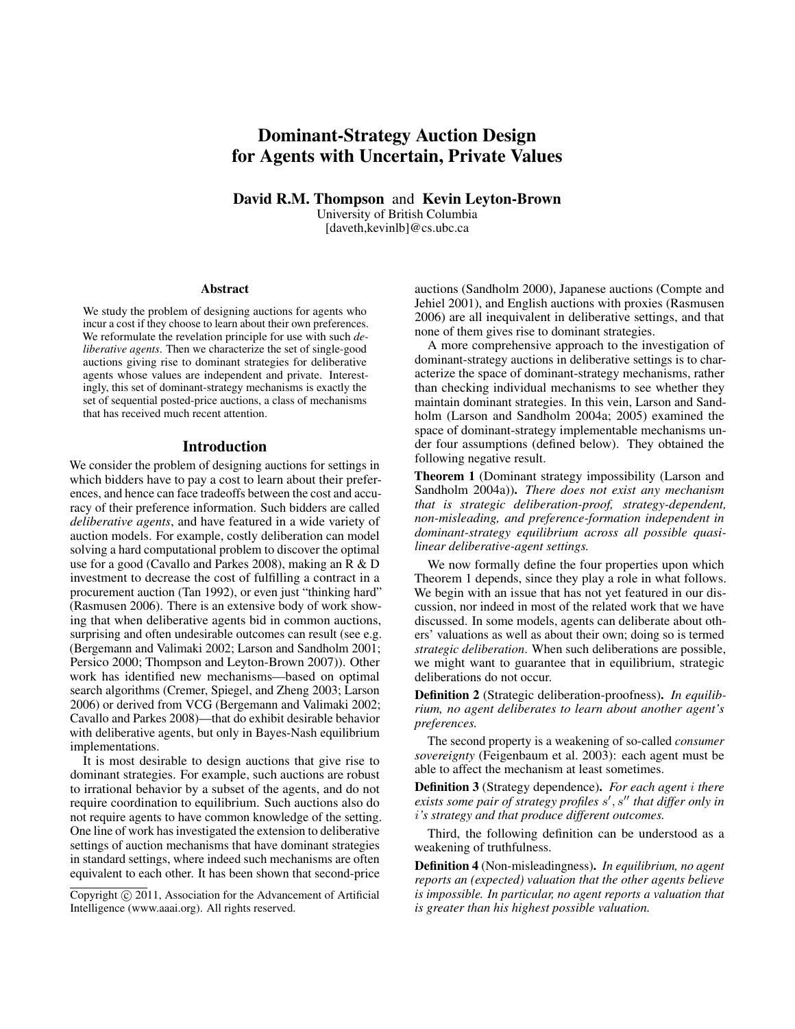# Dominant-Strategy Auction Design for Agents with Uncertain, Private Values

**David R.M. Thompson** and **Kevin Leyton-Brown**

University of British Columbia
[daveth,kevinlb]@cs.ubc.ca

### Abstract

We study the problem of designing auctions for agents who incur a cost if they choose to learn about their own preferences. We reformulate the revelation principle for use with such *deliberative agents*. Then we characterize the set of single-good auctions giving rise to dominant strategies for deliberative agents whose values are independent and private. Interestingly, this set of dominant-strategy mechanisms is exactly the set of sequential posted-price auctions, a class of mechanisms that has received much recent attention.

## Introduction

We consider the problem of designing auctions for settings in which bidders have to pay a cost to learn about their preferences, and hence can face tradeoffs between the cost and accuracy of their preference information. Such bidders are called *deliberative agents*, and have featured in a wide variety of auction models. For example, costly deliberation can model solving a hard computational problem to discover the optimal use for a good (Cavallo and Parkes 2008), making an R & D investment to decrease the cost of fulfilling a contract in a procurement auction (Tan 1992), or even just "thinking hard" (Rasmusen 2006). There is an extensive body of work showing that when deliberative agents bid in common auctions, surprising and often undesirable outcomes can result (see e.g. (Bergemann and Valimaki 2002; Larson and Sandholm 2001; Persico 2000; Thompson and Leyton-Brown 2007)). Other work has identified new mechanisms—based on optimal search algorithms (Cremer, Spiegel, and Zheng 2003; Larson 2006) or derived from VCG (Bergemann and Valimaki 2002; Cavallo and Parkes 2008)—that do exhibit desirable behavior with deliberative agents, but only in Bayes-Nash equilibrium implementations.

It is most desirable to design auctions that give rise to dominant strategies. For example, such auctions are robust to irrational behavior by a subset of the agents, and do not require coordination to equilibrium. Such auctions also do not require agents to have common knowledge of the setting. One line of work has investigated the extension to deliberative settings of auction mechanisms that have dominant strategies in standard settings, where indeed such mechanisms are often equivalent to each other. It has been shown that second-price auctions (Sandholm 2000), Japanese auctions (Compte and Jehiel 2001), and English auctions with proxies (Rasmusen 2006) are all inequivalent in deliberative settings, and that none of them gives rise to dominant strategies.

A more comprehensive approach to the investigation of dominant-strategy auctions in deliberative settings is to characterize the space of dominant-strategy mechanisms, rather than checking individual mechanisms to see whether they maintain dominant strategies. In this vein, Larson and Sandholm (Larson and Sandholm 2004a; 2005) examined the space of dominant-strategy implementable mechanisms under four assumptions (defined below). They obtained the following negative result.

**Theorem 1** (Dominant strategy impossibility (Larson and Sandholm 2004a))**.** *There does not exist any mechanism that is strategic deliberation-proof, strategy-dependent, non-misleading, and preference-formation independent in dominant-strategy equilibrium across all possible quasi-linear deliberative-agent settings.*

We now formally define the four properties upon which Theorem 1 depends, since they play a role in what follows. We begin with an issue that has not yet featured in our discussion, nor indeed in most of the related work that we have discussed. In some models, agents can deliberate about others' valuations as well as about their own; doing so is termed *strategic deliberation*. When such deliberations are possible, we might want to guarantee that in equilibrium, strategic deliberations do not occur.

**Definition 2** (Strategic deliberation-proofness)**.** *In equilibrium, no agent deliberates to learn about another agent's preferences.*

The second property is a weakening of so-called *consumer sovereignty* (Feigenbaum et al. 2003): each agent must be able to affect the mechanism at least sometimes.

**Definition 3** (Strategy dependence)**.** *For each agent $i$ there exists some pair of strategy profiles $s'$, $s''$ that differ only in $i$'s strategy and that produce different outcomes.*

Third, the following definition can be understood as a weakening of truthfulness.

**Definition 4** (Non-misleadingness)**.** *In equilibrium, no agent reports an (expected) valuation that the other agents believe is impossible. In particular, no agent reports a valuation that is greater than his highest possible valuation.*

Copyright © 2011, Association for the Advancement of Artificial Intelligence (www.aaai.org). All rights reserved.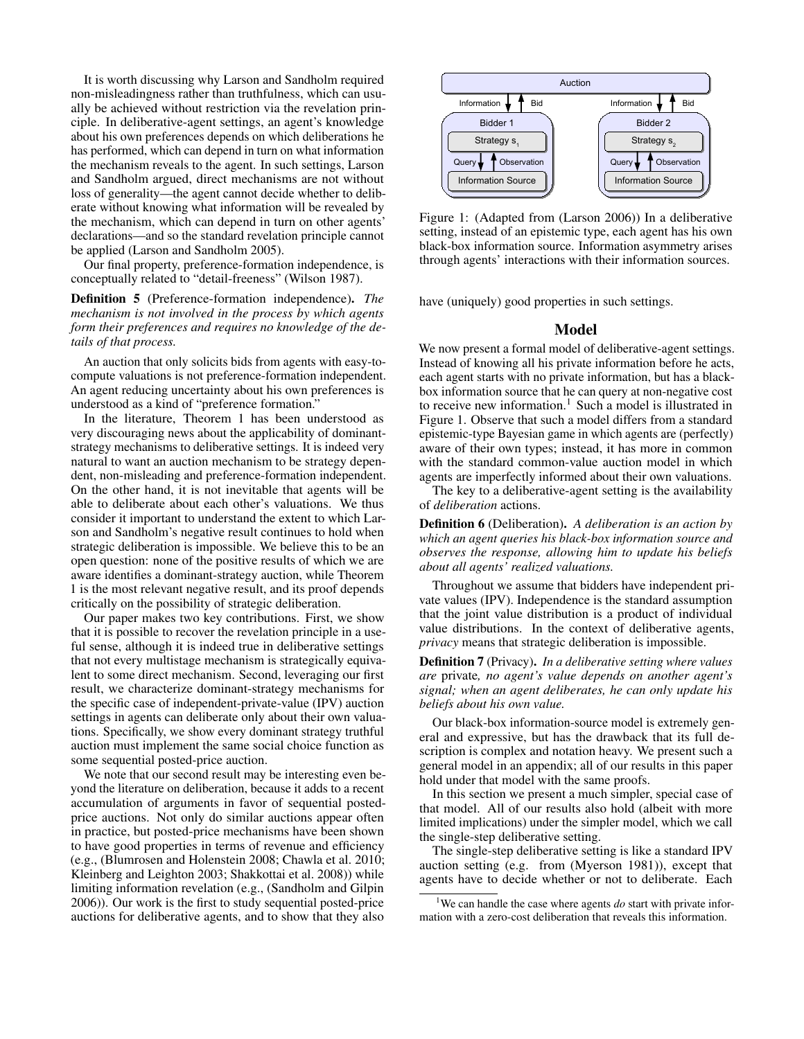It is worth discussing why Larson and Sandholm required non-misleadingness rather than truthfulness, which can usually be achieved without restriction via the revelation principle. In deliberative-agent settings, an agent's knowledge about his own preferences depends on which deliberations he has performed, which can depend in turn on what information the mechanism reveals to the agent. In such settings, Larson and Sandholm argued, direct mechanisms are not without loss of generality—the agent cannot decide whether to deliberate without knowing what information will be revealed by the mechanism, which can depend in turn on other agents' declarations—and so the standard revelation principle cannot be applied (Larson and Sandholm 2005).

Our final property, preference-formation independence, is conceptually related to "detail-freeness" (Wilson 1987).

**Definition 5** (Preference-formation independence). *The mechanism is not involved in the process by which agents form their preferences and requires no knowledge of the details of that process.*

An auction that only solicits bids from agents with easy-to-compute valuations is not preference-formation independent. An agent reducing uncertainty about his own preferences is understood as a kind of "preference formation."

In the literature, Theorem 1 has been understood as very discouraging news about the applicability of dominant-strategy mechanisms to deliberative settings. It is indeed very natural to want an auction mechanism to be strategy dependent, non-misleading and preference-formation independent. On the other hand, it is not inevitable that agents will be able to deliberate about each other's valuations. We thus consider it important to understand the extent to which Larson and Sandholm's negative result continues to hold when strategic deliberation is impossible. We believe this to be an open question: none of the positive results of which we are aware identifies a dominant-strategy auction, while Theorem 1 is the most relevant negative result, and its proof depends critically on the possibility of strategic deliberation.

Our paper makes two key contributions. First, we show that it is possible to recover the revelation principle in a useful sense, although it is indeed true in deliberative settings that not every multistage mechanism is strategically equivalent to some direct mechanism. Second, leveraging our first result, we characterize dominant-strategy mechanisms for the specific case of independent-private-value (IPV) auction settings in agents can deliberate only about their own valuations. Specifically, we show every dominant strategy truthful auction must implement the same social choice function as some sequential posted-price auction.

We note that our second result may be interesting even beyond the literature on deliberation, because it adds to a recent accumulation of arguments in favor of sequential posted-price auctions. Not only do similar auctions appear often in practice, but posted-price mechanisms have been shown to have good properties in terms of revenue and efficiency (e.g., (Blumrosen and Holenstein 2008; Chawla et al. 2010; Kleinberg and Leighton 2003; Shakkottai et al. 2008)) while limiting information revelation (e.g., (Sandholm and Gilpin 2006)). Our work is the first to study sequential posted-price auctions for deliberative agents, and to show that they also have (uniquely) good properties in such settings.

Figure 1: (Adapted from (Larson 2006)) In a deliberative setting, instead of an epistemic type, each agent has his own black-box information source. Information asymmetry arises through agents' interactions with their information sources.

## Model

We now present a formal model of deliberative-agent settings. Instead of knowing all his private information before he acts, each agent starts with no private information, but has a black-box information source that he can query at non-negative cost to receive new information.[1] Such a model is illustrated in Figure 1. Observe that such a model differs from a standard epistemic-type Bayesian game in which agents are (perfectly) aware of their own types; instead, it has more in common with the standard common-value auction model in which agents are imperfectly informed about their own valuations.

The key to a deliberative-agent setting is the availability of *deliberation* actions.

**Definition 6** (Deliberation). *A deliberation is an action by which an agent queries his black-box information source and observes the response, allowing him to update his beliefs about all agents' realized valuations.*

Throughout we assume that bidders have independent private values (IPV). Independence is the standard assumption that the joint value distribution is a product of individual value distributions. In the context of deliberative agents, *privacy* means that strategic deliberation is impossible.

**Definition 7** (Privacy). *In a deliberative setting where values are* private*, no agent's value depends on another agent's signal; when an agent deliberates, he can only update his beliefs about his own value.*

Our black-box information-source model is extremely general and expressive, but has the drawback that its full description is complex and notation heavy. We present such a general model in an appendix; all of our results in this paper hold under that model with the same proofs.

In this section we present a much simpler, special case of that model. All of our results also hold (albeit with more limited implications) under the simpler model, which we call the single-step deliberative setting.

The single-step deliberative setting is like a standard IPV auction setting (e.g. from (Myerson 1981)), except that agents have to decide whether or not to deliberate. Each

[1] We can handle the case where agents *do* start with private information with a zero-cost deliberation that reveals this information.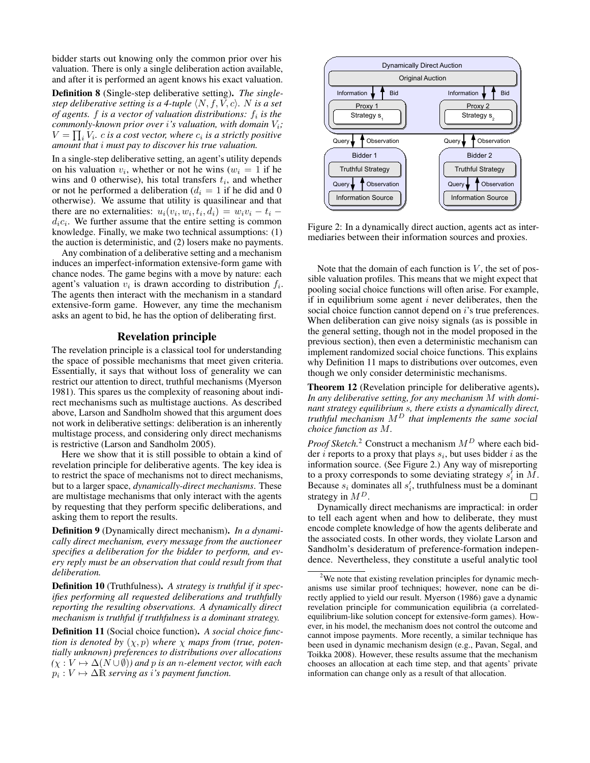bidder starts out knowing only the common prior over his valuation. There is only a single deliberation action available, and after it is performed an agent knows his exact valuation.

**Definition 8** (Single-step deliberative setting). *The single-step deliberative setting is a 4-tuple $\langle N, f, V, c\rangle$. $N$ is a set of agents. $f$ is a vector of valuation distributions: $f_i$ is the commonly-known prior over $i$'s valuation, with domain $V_i$; $V = \prod_i V_i$. $c$ is a cost vector, where $c_i$ is a strictly positive amount that $i$ must pay to discover his true valuation.*

In a single-step deliberative setting, an agent's utility depends on his valuation $v_i$, whether or not he wins ($w_i = 1$ if he wins and 0 otherwise), his total transfers $t_i$, and whether or not he performed a deliberation ($d_i = 1$ if he did and 0 otherwise). We assume that utility is quasilinear and that there are no externalities: $u_i(v_i, w_i, t_i, d_i) = w_i v_i - t_i - d_i c_i$. We further assume that the entire setting is common knowledge. Finally, we make two technical assumptions: (1) the auction is deterministic, and (2) losers make no payments.

Any combination of a deliberative setting and a mechanism induces an imperfect-information extensive-form game with chance nodes. The game begins with a move by nature: each agent's valuation $v_i$ is drawn according to distribution $f_i$. The agents then interact with the mechanism in a standard extensive-form game. However, any time the mechanism asks an agent to bid, he has the option of deliberating first.

## Revelation principle

The revelation principle is a classical tool for understanding the space of possible mechanisms that meet given criteria. Essentially, it says that without loss of generality we can restrict our attention to direct, truthful mechanisms (Myerson 1981). This spares us the complexity of reasoning about indirect mechanisms such as multistage auctions. As described above, Larson and Sandholm showed that this argument does not work in deliberative settings: deliberation is an inherently multistage process, and considering only direct mechanisms is restrictive (Larson and Sandholm 2005).

Here we show that it is still possible to obtain a kind of revelation principle for deliberative agents. The key idea is to restrict the space of mechanisms not to direct mechanisms, but to a larger space, *dynamically-direct mechanisms*. These are multistage mechanisms that only interact with the agents by requesting that they perform specific deliberations, and asking them to report the results.

**Definition 9** (Dynamically direct mechanism). *In a dynamically direct mechanism, every message from the auctioneer specifies a deliberation for the bidder to perform, and every reply must be an observation that could result from that deliberation.*

**Definition 10** (Truthfulness). *A strategy is truthful if it specifies performing all requested deliberations and truthfully reporting the resulting observations. A dynamically direct mechanism is truthful if truthfulness is a dominant strategy.*

**Definition 11** (Social choice function). *A social choice function is denoted by $(\chi, p)$ where $\chi$ maps from (true, potentially unknown) preferences to distributions over allocations ($\chi : V \mapsto \Delta(N \cup \emptyset)$) and $p$ is an $n$-element vector, with each $p_i : V \mapsto \Delta\mathbb{R}$ serving as $i$'s payment function.*

Figure 2: In a dynamically direct auction, agents act as intermediaries between their information sources and proxies.

Note that the domain of each function is $V$, the set of possible valuation profiles. This means that we might expect that pooling social choice functions will often arise. For example, if in equilibrium some agent $i$ never deliberates, then the social choice function cannot depend on $i$'s true preferences. When deliberation can give noisy signals (as is possible in the general setting, though not in the model proposed in the previous section), then even a deterministic mechanism can implement randomized social choice functions. This explains why Definition 11 maps to distributions over outcomes, even though we only consider deterministic mechanisms.

**Theorem 12** (Revelation principle for deliberative agents). *In any deliberative setting, for any mechanism $M$ with dominant strategy equilibrium $s$, there exists a dynamically direct, truthful mechanism $M^D$ that implements the same social choice function as $M$.*

*Proof Sketch.*[2] Construct a mechanism $M^D$ where each bidder $i$ reports to a proxy that plays $s_i$, but uses bidder $i$ as the information source. (See Figure 2.) Any way of misreporting to a proxy corresponds to some deviating strategy $s_i'$ in $M$. Because $s_i$ dominates all $s_i'$, truthfulness must be a dominant strategy in $M^D$. □

Dynamically direct mechanisms are impractical: in order to tell each agent when and how to deliberate, they must encode complete knowledge of how the agents deliberate and the associated costs. In other words, they violate Larson and Sandholm's desideratum of preference-formation independence. Nevertheless, they constitute a useful analytic tool

[2] We note that existing revelation principles for dynamic mechanisms use similar proof techniques; however, none can be directly applied to yield our result. Myerson (1986) gave a dynamic revelation principle for communication equilibria (a correlated-equilibrium-like solution concept for extensive-form games). However, in his model, the mechanism does not control the outcome and cannot impose payments. More recently, a similar technique has been used in dynamic mechanism design (e.g., Pavan, Segal, and Toikka 2008). However, these results assume that the mechanism chooses an allocation at each time step, and that agents' private information can change only as a result of that allocation.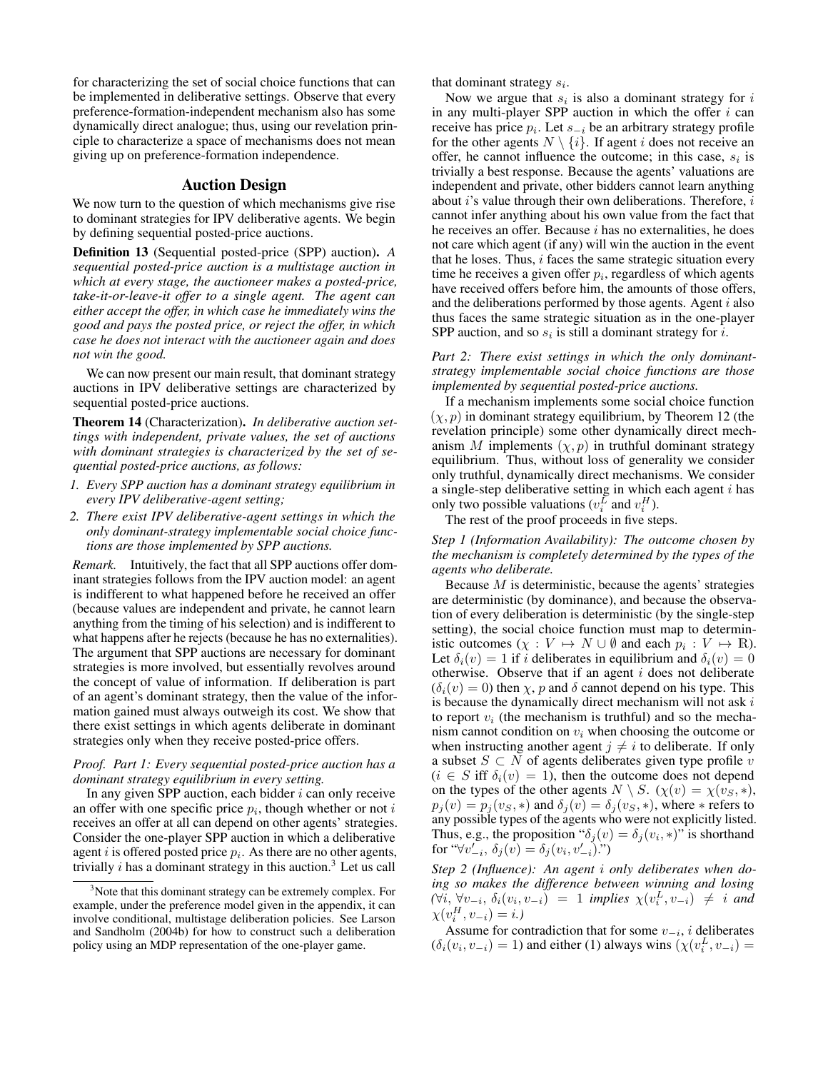for characterizing the set of social choice functions that can be implemented in deliberative settings. Observe that every preference-formation-independent mechanism also has some dynamically direct analogue; thus, using our revelation principle to characterize a space of mechanisms does not mean giving up on preference-formation independence.

## Auction Design

We now turn to the question of which mechanisms give rise to dominant strategies for IPV deliberative agents. We begin by defining sequential posted-price auctions.

**Definition 13** (Sequential posted-price (SPP) auction). *A sequential posted-price auction is a multistage auction in which at every stage, the auctioneer makes a posted-price, take-it-or-leave-it offer to a single agent. The agent can either accept the offer, in which case he immediately wins the good and pays the posted price, or reject the offer, in which case he does not interact with the auctioneer again and does not win the good.*

We can now present our main result, that dominant strategy auctions in IPV deliberative settings are characterized by sequential posted-price auctions.

**Theorem 14** (Characterization). *In deliberative auction settings with independent, private values, the set of auctions with dominant strategies is characterized by the set of sequential posted-price auctions, as follows:*

1. *Every SPP auction has a dominant strategy equilibrium in every IPV deliberative-agent setting;*
2. *There exist IPV deliberative-agent settings in which the only dominant-strategy implementable social choice functions are those implemented by SPP auctions.*

*Remark.* Intuitively, the fact that all SPP auctions offer dominant strategies follows from the IPV auction model: an agent is indifferent to what happened before he received an offer (because values are independent and private, he cannot learn anything from the timing of his selection) and is indifferent to what happens after he rejects (because he has no externalities). The argument that SPP auctions are necessary for dominant strategies is more involved, but essentially revolves around the concept of value of information. If deliberation is part of an agent's dominant strategy, then the value of the information gained must always outweigh its cost. We show that there exist settings in which agents deliberate in dominant strategies only when they receive posted-price offers.

*Proof. Part 1: Every sequential posted-price auction has a dominant strategy equilibrium in every setting.*

In any given SPP auction, each bidder $i$ can only receive an offer with one specific price $p_i$, though whether or not $i$ receives an offer at all can depend on other agents' strategies. Consider the one-player SPP auction in which a deliberative agent $i$ is offered posted price $p_i$. As there are no other agents, trivially $i$ has a dominant strategy in this auction.[3] Let us call that dominant strategy $s_i$.

Now we argue that $s_i$ is also a dominant strategy for $i$ in any multi-player SPP auction in which the offer $i$ can receive has price $p_i$. Let $s_{-i}$ be an arbitrary strategy profile for the other agents $N \setminus \{i\}$. If agent $i$ does not receive an offer, he cannot influence the outcome; in this case, $s_i$ is trivially a best response. Because the agents' valuations are independent and private, other bidders cannot learn anything about $i$'s value through their own deliberations. Therefore, $i$ cannot infer anything about his own value from the fact that he receives an offer. Because $i$ has no externalities, he does not care which agent (if any) will win the auction in the event that he loses. Thus, $i$ faces the same strategic situation every time he receives a given offer $p_i$, regardless of which agents have received offers before him, the amounts of those offers, and the deliberations performed by those agents. Agent $i$ also thus faces the same strategic situation as in the one-player SPP auction, and so $s_i$ is still a dominant strategy for $i$.

*Part 2: There exist settings in which the only dominant-strategy implementable social choice functions are those implemented by sequential posted-price auctions.*

If a mechanism implements some social choice function $(\chi, p)$ in dominant strategy equilibrium, by Theorem 12 (the revelation principle) some other dynamically direct mechanism $M$ implements $(\chi, p)$ in truthful dominant strategy equilibrium. Thus, without loss of generality we consider only truthful, dynamically direct mechanisms. We consider a single-step deliberative setting in which each agent $i$ has only two possible valuations ($v_i^L$ and $v_i^H$).

The rest of the proof proceeds in five steps.

*Step 1 (Information Availability): The outcome chosen by the mechanism is completely determined by the types of the agents who deliberate.*

Because $M$ is deterministic, because the agents' strategies are deterministic (by dominance), and because the observation of every deliberation is deterministic (by the single-step setting), the social choice function must map to deterministic outcomes ($\chi : V \mapsto N \cup \emptyset$ and each $p_i : V \mapsto \mathbb{R}$). Let $\delta_i(v) = 1$ if $i$ deliberates in equilibrium and $\delta_i(v) = 0$ otherwise. Observe that if an agent $i$ does not deliberate ($\delta_i(v) = 0$) then $\chi$, $p$ and $\delta$ cannot depend on his type. This is because the dynamically direct mechanism will not ask $i$ to report $v_i$ (the mechanism is truthful) and so the mechanism cannot condition on $v_i$ when choosing the outcome or when instructing another agent $j \neq i$ to deliberate. If only a subset $S \subset N$ of agents deliberates given type profile $v$ ($i \in S$ iff $\delta_i(v) = 1$), then the outcome does not depend on the types of the other agents $N \setminus S$. ($\chi(v) = \chi(v_S, *)$, $p_j(v) = p_j(v_S, *)$ and $\delta_j(v) = \delta_j(v_S, *)$, where $*$ refers to any possible types of the agents who were not explicitly listed. Thus, e.g., the proposition "$\delta_j(v) = \delta_j(v_i, *)$" is shorthand for "$\forall v'_{-i},\ \delta_j(v) = \delta_j(v_i, v'_{-i})$.")

*Step 2 (Influence): An agent $i$ only deliberates when doing so makes the difference between winning and losing ($\forall i,\ \forall v_{-i},\ \delta_i(v_i, v_{-i}) = 1$ implies $\chi(v_i^L, v_{-i}) \neq i$ and $\chi(v_i^H, v_{-i}) = i$.)*

Assume for contradiction that for some $v_{-i}$, $i$ deliberates ($\delta_i(v_i, v_{-i}) = 1$) and either (1) always wins ($\chi(v_i^L, v_{-i}) =$

[3] Note that this dominant strategy can be extremely complex. For example, under the preference model given in the appendix, it can involve conditional, multistage deliberation policies. See Larson and Sandholm (2004b) for how to construct such a deliberation policy using an MDP representation of the one-player game.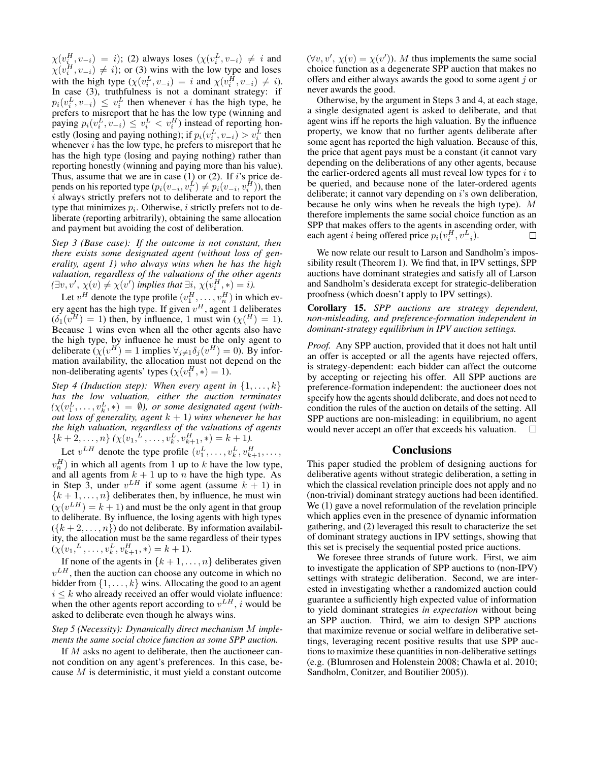$\chi(v_i^H, v_{-i}) = i$); (2) always loses ($\chi(v_i^L, v_{-i}) \neq i$ and $\chi(v_i^H, v_{-i}) \neq i$); or (3) wins with the low type and loses with the high type ($\chi(v_i^L, v_{-i}) = i$ and $\chi(v_i^H, v_{-i}) \neq i$). In case (3), truthfulness is not a dominant strategy: if $p_i(v_i^L, v_{-i}) \leq v_i^L$ then whenever $i$ has the high type, he prefers to misreport that he has the low type (winning and paying $p_i(v_i^L, v_{-i}) \leq v_i^L < v_i^H$) instead of reporting honestly (losing and paying nothing); if $p_i(v_i^L, v_{-i}) > v_i^L$ then whenever $i$ has the low type, he prefers to misreport that he has the high type (losing and paying nothing) rather than reporting honestly (winning and paying more than his value). Thus, assume that we are in case (1) or (2). If $i$'s price depends on his reported type ($p_i(v_{-i}, v_i^L) \neq p_i(v_{-i}, v_i^H)$), then $i$ always strictly prefers not to deliberate and to report the type that minimizes $p_i$. Otherwise, $i$ strictly prefers not to deliberate (reporting arbitrarily), obtaining the same allocation and payment but avoiding the cost of deliberation.

*Step 3 (Base case): If the outcome is not constant, then there exists some designated agent (without loss of generality, agent 1) who always wins when he has the high valuation, regardless of the valuations of the other agents ($\exists v, v', \chi(v) \neq \chi(v')$ implies that $\exists i, \chi(v_i^H, *) = i$).*

Let $v^H$ denote the type profile $(v_1^H, \dots, v_n^H)$ in which every agent has the high type. If given $v^H$, agent 1 deliberates ($\delta_1(v^H) = 1$) then, by influence, 1 must win ($\chi(^H) = 1$). Because 1 wins even when all the other agents also have the high type, by influence he must be the only agent to deliberate ($\chi(v^H) = 1$ implies $\forall_{j \neq 1} \delta_j(v^H) = 0$). By information availability, the allocation must not depend on the non-deliberating agents' types ($\chi(v_1^H, *) = 1$).

*Step 4 (Induction step): When every agent in $\{1, \dots, k\}$ has the low valuation, either the auction terminates ($\chi(v_1^L, \dots, v_k^L, *) = \emptyset$), or some designated agent (without loss of generality, agent $k+1$) wins whenever he has the high valuation, regardless of the valuations of agents $\{k+2, \dots, n\}$ ($\chi(v_1,^L, \dots, v_k^L, v_{k+1}^H, *) = k+1$).*

Let $v^{LH}$ denote the type profile $(v_1^L, \dots, v_k^L, v_{k+1}^H, \dots, v_n^H)$ in which all agents from 1 up to $k$ have the low type, and all agents from $k+1$ up to $n$ have the high type. As in Step 3, under $v^{LH}$ if some agent (assume $k+1$) in $\{k+1, \dots, n\}$ deliberates then, by influence, he must win ($\chi(v^{LH}) = k+1$) and must be the only agent in that group to deliberate. By influence, the losing agents with high types ($\{k+2, \dots, n\}$) do not deliberate. By information availability, the allocation must be the same regardless of their types ($\chi(v_1,^L, \dots, v_k^L, v_{k+1}^H, *) = k+1$).

If none of the agents in $\{k+1, \dots, n\}$ deliberates given $v^{LH}$, then the auction can choose any outcome in which no bidder from $\{1, \dots, k\}$ wins. Allocating the good to an agent $i \leq k$ who already received an offer would violate influence: when the other agents report according to $v^{LH}$, $i$ would be asked to deliberate even though he always wins.

*Step 5 (Necessity): Dynamically direct mechanism $M$ implements the same social choice function as some SPP auction.*

If $M$ asks no agent to deliberate, then the auctioneer cannot condition on any agent's preferences. In this case, because $M$ is deterministic, it must yield a constant outcome ($\forall v, v', \chi(v) = \chi(v')$). $M$ thus implements the same social choice function as a degenerate SPP auction that makes no offers and either always awards the good to some agent $j$ or never awards the good.

Otherwise, by the argument in Steps 3 and 4, at each stage, a single designated agent is asked to deliberate, and that agent wins iff he reports the high valuation. By the influence property, we know that no further agents deliberate after some agent has reported the high valuation. Because of this, the price that agent pays must be a constant (it cannot vary depending on the deliberations of any other agents, because the earlier-ordered agents all must reveal low types for $i$ to be queried, and because none of the later-ordered agents deliberate; it cannot vary depending on $i$'s own deliberation, because he only wins when he reveals the high type). $M$ therefore implements the same social choice function as an SPP that makes offers to the agents in ascending order, with each agent $i$ being offered price $p_i(v_i^H, v_{-i}^L)$. $\square$

We now relate our result to Larson and Sandholm's impossibility result (Theorem 1). We find that, in IPV settings, SPP auctions have dominant strategies and satisfy all of Larson and Sandholm's desiderata except for strategic-deliberation proofness (which doesn't apply to IPV settings).

**Corollary 15.** *SPP auctions are strategy dependent, non-misleading, and preference-formation independent in dominant-strategy equilibrium in IPV auction settings.*

*Proof.* Any SPP auction, provided that it does not halt until an offer is accepted or all the agents have rejected offers, is strategy-dependent: each bidder can affect the outcome by accepting or rejecting his offer. All SPP auctions are preference-formation independent: the auctioneer does not specify how the agents should deliberate, and does not need to condition the rules of the auction on details of the setting. All SPP auctions are non-misleading: in equilibrium, no agent would never accept an offer that exceeds his valuation. $\square$

## Conclusions

This paper studied the problem of designing auctions for deliberative agents without strategic deliberation, a setting in which the classical revelation principle does not apply and no (non-trivial) dominant strategy auctions had been identified. We (1) gave a novel reformulation of the revelation principle which applies even in the presence of dynamic information gathering, and (2) leveraged this result to characterize the set of dominant strategy auctions in IPV settings, showing that this set is precisely the sequential posted price auctions.

We foresee three strands of future work. First, we aim to investigate the application of SPP auctions to (non-IPV) settings with strategic deliberation. Second, we are interested in investigating whether a randomized auction could guarantee a sufficiently high expected value of information to yield dominant strategies *in expectation* without being an SPP auction. Third, we aim to design SPP auctions that maximize revenue or social welfare in deliberative settings, leveraging recent positive results that use SPP auctions to maximize these quantities in non-deliberative settings (e.g. (Blumrosen and Holenstein 2008; Chawla et al. 2010; Sandholm, Conitzer, and Boutilier 2005)).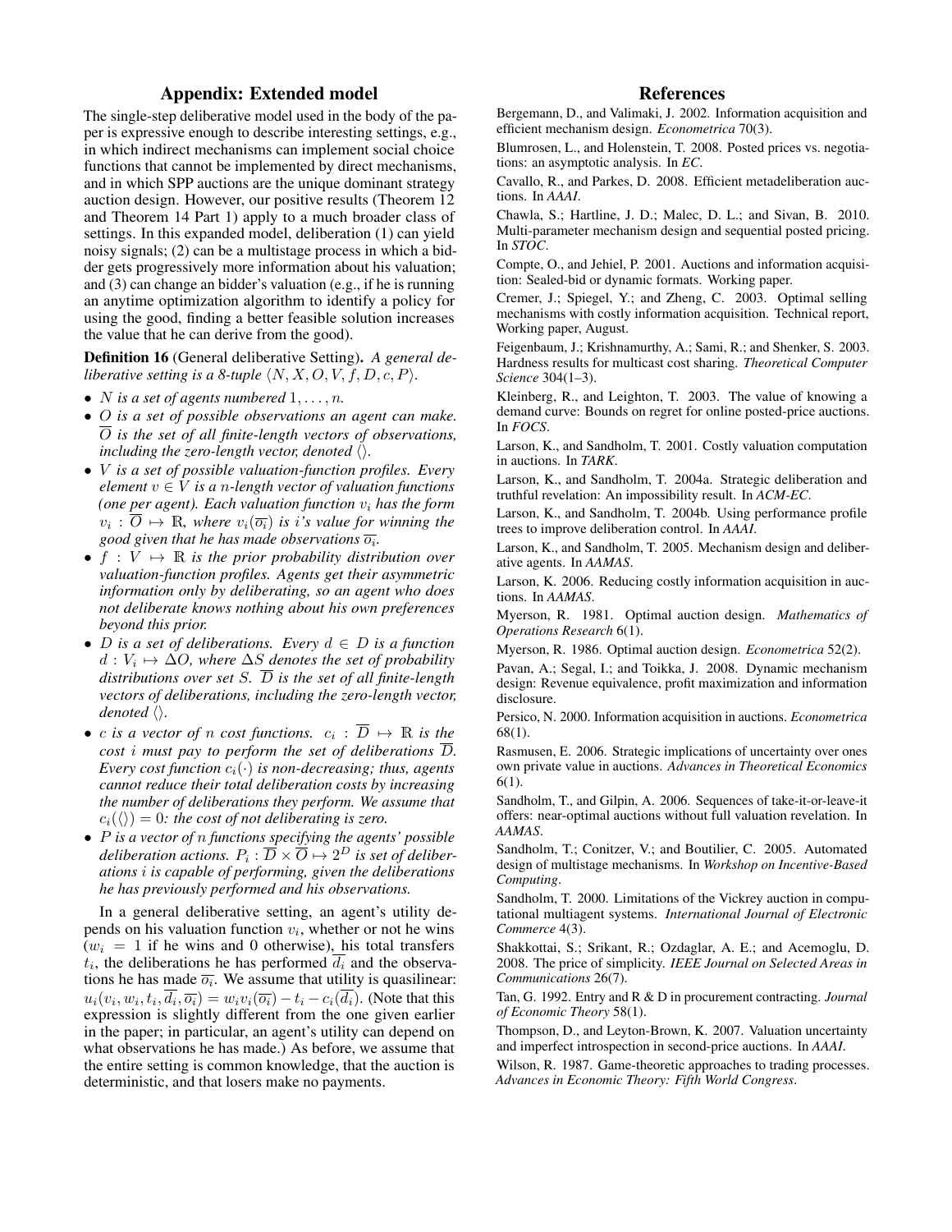## Appendix: Extended model

The single-step deliberative model used in the body of the paper is expressive enough to describe interesting settings, e.g., in which indirect mechanisms can implement social choice functions that cannot be implemented by direct mechanisms, and in which SPP auctions are the unique dominant strategy auction design. However, our positive results (Theorem 12 and Theorem 14 Part 1) apply to a much broader class of settings. In this expanded model, deliberation (1) can yield noisy signals; (2) can be a multistage process in which a bidder gets progressively more information about his valuation; and (3) can change an bidder's valuation (e.g., if he is running an anytime optimization algorithm to identify a policy for using the good, finding a better feasible solution increases the value that he can derive from the good).

**Definition 16** (General deliberative Setting)**.** *A general deliberative setting is a 8-tuple $\langle N, X, O, V, f, D, c, P\rangle$.*

- *$N$ is a set of agents numbered $1, \ldots, n$.*
- *$O$ is a set of possible observations an agent can make. $\overline{O}$ is the set of all finite-length vectors of observations, including the zero-length vector, denoted $\langle\rangle$.*
- *$V$ is a set of possible valuation-function profiles. Every element $v \in V$ is a $n$-length vector of valuation functions (one per agent). Each valuation function $v_i$ has the form $v_i : \overline{O} \mapsto \mathbb{R}$, where $v_i(\overline{o_i})$ is $i$'s value for winning the good given that he has made observations $\overline{o_i}$.*
- *$f : V \mapsto \mathbb{R}$ is the prior probability distribution over valuation-function profiles. Agents get their asymmetric information only by deliberating, so an agent who does not deliberate knows nothing about his own preferences beyond this prior.*
- *$D$ is a set of deliberations. Every $d \in D$ is a function $d : V_i \mapsto \Delta O$, where $\Delta S$ denotes the set of probability distributions over set $S$. $\overline{D}$ is the set of all finite-length vectors of deliberations, including the zero-length vector, denoted $\langle\rangle$.*
- *$c$ is a vector of $n$ cost functions. $c_i : \overline{D} \mapsto \mathbb{R}$ is the cost $i$ must pay to perform the set of deliberations $\overline{D}$. Every cost function $c_i(\cdot)$ is non-decreasing; thus, agents cannot reduce their total deliberation costs by increasing the number of deliberations they perform. We assume that $c_i(\langle\rangle) = 0$: the cost of not deliberating is zero.*
- *$P$ is a vector of $n$ functions specifying the agents' possible deliberation actions. $P_i : \overline{D} \times \overline{O} \mapsto 2^D$ is set of deliberations $i$ is capable of performing, given the deliberations he has previously performed and his observations.*

In a general deliberative setting, an agent's utility depends on his valuation function $v_i$, whether or not he wins ($w_i = 1$ if he wins and 0 otherwise), his total transfers $t_i$, the deliberations he has performed $\overline{d_i}$ and the observations he has made $\overline{o_i}$. We assume that utility is quasilinear: $u_i(v_i, w_i, t_i, \overline{d_i}, \overline{o_i}) = w_i v_i(\overline{o_i}) - t_i - c_i(\overline{d_i})$. (Note that this expression is slightly different from the one given earlier in the paper; in particular, an agent's utility can depend on what observations he has made.) As before, we assume that the entire setting is common knowledge, that the auction is deterministic, and that losers make no payments.

## References

Bergemann, D., and Valimaki, J. 2002. Information acquisition and efficient mechanism design. *Econometrica* 70(3).

Blumrosen, L., and Holenstein, T. 2008. Posted prices vs. negotiations: an asymptotic analysis. In *EC*.

Cavallo, R., and Parkes, D. 2008. Efficient metadeliberation auctions. In *AAAI*.

Chawla, S.; Hartline, J. D.; Malec, D. L.; and Sivan, B. 2010. Multi-parameter mechanism design and sequential posted pricing. In *STOC*.

Compte, O., and Jehiel, P. 2001. Auctions and information acquisition: Sealed-bid or dynamic formats. Working paper.

Cremer, J.; Spiegel, Y.; and Zheng, C. 2003. Optimal selling mechanisms with costly information acquisition. Technical report, Working paper, August.

Feigenbaum, J.; Krishnamurthy, A.; Sami, R.; and Shenker, S. 2003. Hardness results for multicast cost sharing. *Theoretical Computer Science* 304(1–3).

Kleinberg, R., and Leighton, T. 2003. The value of knowing a demand curve: Bounds on regret for online posted-price auctions. In *FOCS*.

Larson, K., and Sandholm, T. 2001. Costly valuation computation in auctions. In *TARK*.

Larson, K., and Sandholm, T. 2004a. Strategic deliberation and truthful revelation: An impossibility result. In *ACM-EC*.

Larson, K., and Sandholm, T. 2004b. Using performance profile trees to improve deliberation control. In *AAAI*.

Larson, K., and Sandholm, T. 2005. Mechanism design and deliberative agents. In *AAMAS*.

Larson, K. 2006. Reducing costly information acquisition in auctions. In *AAMAS*.

Myerson, R. 1981. Optimal auction design. *Mathematics of Operations Research* 6(1).

Myerson, R. 1986. Optimal auction design. *Econometrica* 52(2).

Pavan, A.; Segal, I.; and Toikka, J. 2008. Dynamic mechanism design: Revenue equivalence, profit maximization and information disclosure.

Persico, N. 2000. Information acquisition in auctions. *Econometrica* 68(1).

Rasmusen, E. 2006. Strategic implications of uncertainty over ones own private value in auctions. *Advances in Theoretical Economics* 6(1).

Sandholm, T., and Gilpin, A. 2006. Sequences of take-it-or-leave-it offers: near-optimal auctions without full valuation revelation. In *AAMAS*.

Sandholm, T.; Conitzer, V.; and Boutilier, C. 2005. Automated design of multistage mechanisms. In *Workshop on Incentive-Based Computing*.

Sandholm, T. 2000. Limitations of the Vickrey auction in computational multiagent systems. *International Journal of Electronic Commerce* 4(3).

Shakkottai, S.; Srikant, R.; Ozdaglar, A. E.; and Acemoglu, D. 2008. The price of simplicity. *IEEE Journal on Selected Areas in Communications* 26(7).

Tan, G. 1992. Entry and R & D in procurement contracting. *Journal of Economic Theory* 58(1).

Thompson, D., and Leyton-Brown, K. 2007. Valuation uncertainty and imperfect introspection in second-price auctions. In *AAAI*.

Wilson, R. 1987. Game-theoretic approaches to trading processes. *Advances in Economic Theory: Fifth World Congress*.